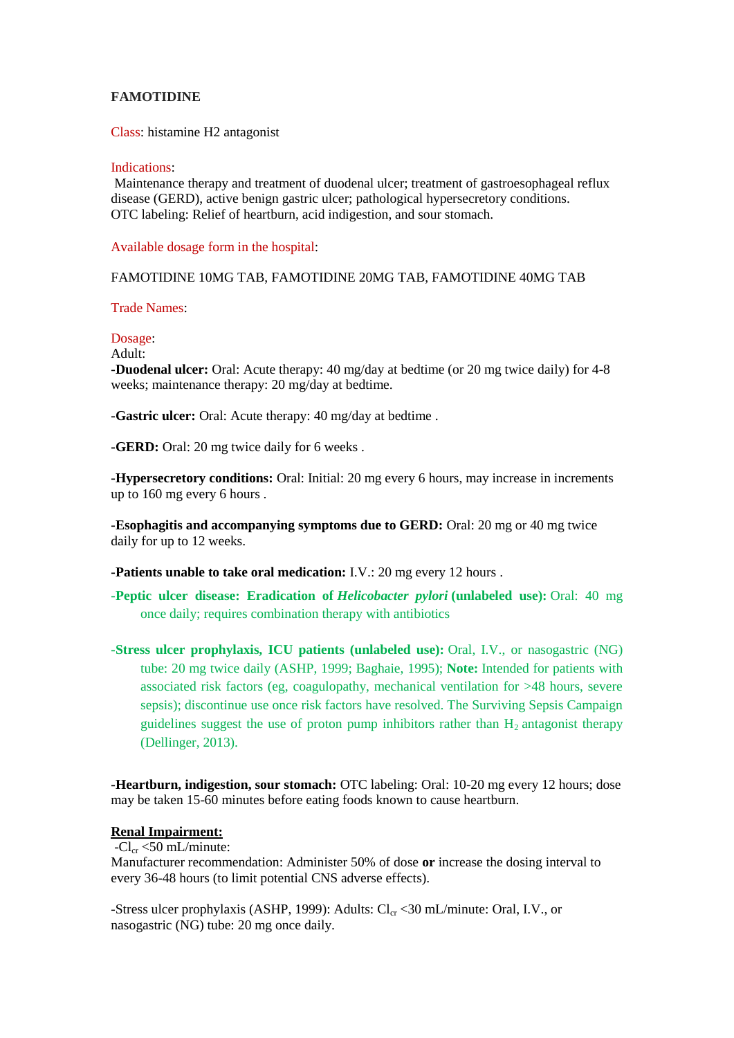**FAMOTIDINE**

Class: histamine H2 antagonist

Indications:
Maintenance therapy and treatment of duodenal ulcer; treatment of gastroesophageal reflux disease (GERD), active benign gastric ulcer; pathological hypersecretory conditions.
OTC labeling: Relief of heartburn, acid indigestion, and sour stomach.

Available dosage form in the hospital:

FAMOTIDINE 10MG TAB, FAMOTIDINE 20MG TAB, FAMOTIDINE 40MG TAB

Trade Names:

Dosage:
Adult:
**-Duodenal ulcer:** Oral: Acute therapy: 40 mg/day at bedtime (or 20 mg twice daily) for 4-8 weeks; maintenance therapy: 20 mg/day at bedtime.

**-Gastric ulcer:** Oral: Acute therapy: 40 mg/day at bedtime .

**-GERD:** Oral: 20 mg twice daily for 6 weeks .

**-Hypersecretory conditions:** Oral: Initial: 20 mg every 6 hours, may increase in increments up to 160 mg every 6 hours .

**-Esophagitis and accompanying symptoms due to GERD:** Oral: 20 mg or 40 mg twice daily for up to 12 weeks.

**-Patients unable to take oral medication:** I.V.: 20 mg every 12 hours .

**-Peptic ulcer disease: Eradication of *Helicobacter pylori* (unlabeled use):** Oral: 40 mg once daily; requires combination therapy with antibiotics

**-Stress ulcer prophylaxis, ICU patients (unlabeled use):** Oral, I.V., or nasogastric (NG) tube: 20 mg twice daily (ASHP, 1999; Baghaie, 1995); **Note:** Intended for patients with associated risk factors (eg, coagulopathy, mechanical ventilation for >48 hours, severe sepsis); discontinue use once risk factors have resolved. The Surviving Sepsis Campaign guidelines suggest the use of proton pump inhibitors rather than $H_2$ antagonist therapy (Dellinger, 2013).

**-Heartburn, indigestion, sour stomach:** OTC labeling: Oral: 10-20 mg every 12 hours; dose may be taken 15-60 minutes before eating foods known to cause heartburn.

**Renal Impairment:**
-$Cl_{cr}$ <50 mL/minute:
Manufacturer recommendation: Administer 50% of dose **or** increase the dosing interval to every 36-48 hours (to limit potential CNS adverse effects).

-Stress ulcer prophylaxis (ASHP, 1999): Adults: $Cl_{cr}$ <30 mL/minute: Oral, I.V., or nasogastric (NG) tube: 20 mg once daily.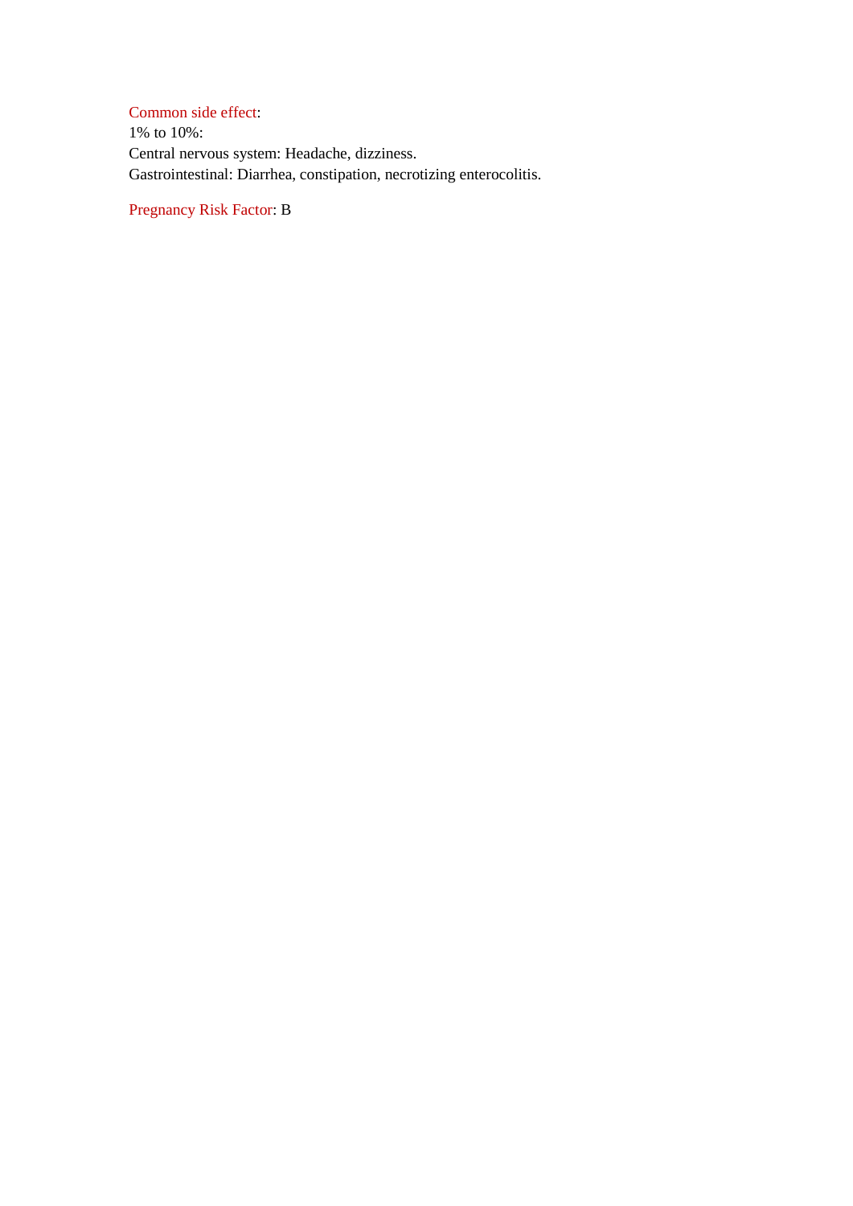Common side effect:
1% to 10%:
Central nervous system: Headache, dizziness.
Gastrointestinal: Diarrhea, constipation, necrotizing enterocolitis.

Pregnancy Risk Factor: B